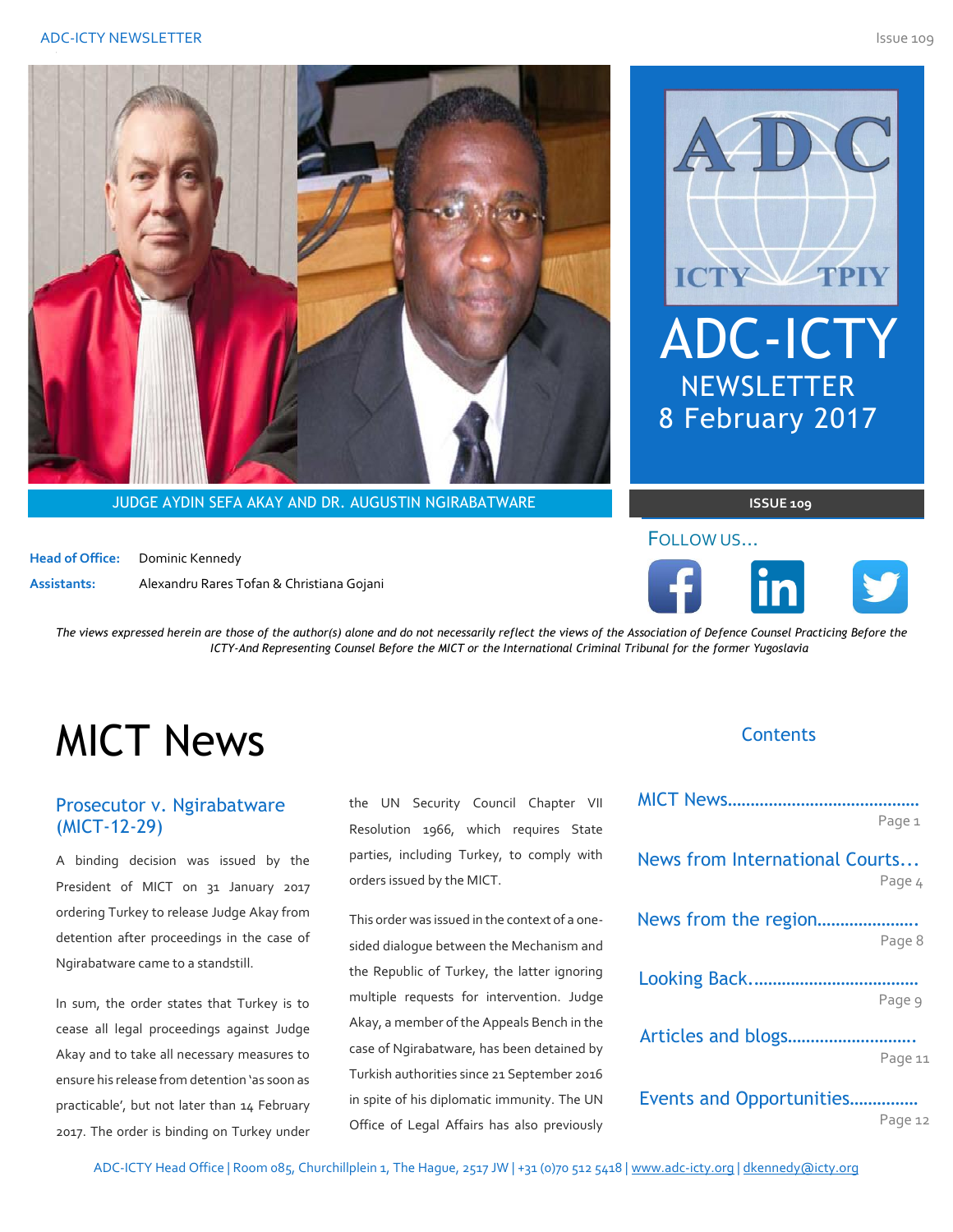# ADC-ICTY NEWSLETTER

8 February 2017

ISSUE 109

JUDGE AYDIN SEFA AKAY AND DR. AUGUSTIN NGIRABATWARE

**Head of Office:** Dominic Kennedy

**Assistants:** Alexandru Rares Tofan & Christiana Gojani

FOLLOW US...

*The views expressed herein are those of the author(s) alone and do not necessarily reflect the views of the Association of Defence Counsel Practicing Before the ICTY-And Representing Counsel Before the MICT or the International Criminal Tribunal for the former Yugoslavia*

## Contents

- MICT News........................................ Page 1
- News from International Courts... Page 4
- News from the region...................... Page 8
- Looking Back.................................... Page 9
- Articles and blogs............................ Page 11
- Events and Opportunities............... Page 12

# MICT News

## Prosecutor v. Ngirabatware (MICT-12-29)

A binding decision was issued by the President of MICT on 31 January 2017 ordering Turkey to release Judge Akay from detention after proceedings in the case of Ngirabatware came to a standstill.

In sum, the order states that Turkey is to cease all legal proceedings against Judge Akay and to take all necessary measures to ensure his release from detention 'as soon as practicable', but not later than 14 February 2017. The order is binding on Turkey under the UN Security Council Chapter VII Resolution 1966, which requires State parties, including Turkey, to comply with orders issued by the MICT.

This order was issued in the context of a one-sided dialogue between the Mechanism and the Republic of Turkey, the latter ignoring multiple requests for intervention. Judge Akay, a member of the Appeals Bench in the case of Ngirabatware, has been detained by Turkish authorities since 21 September 2016 in spite of his diplomatic immunity. The UN Office of Legal Affairs has also previously

ADC-ICTY Head Office | Room 085, Churchillplein 1, The Hague, 2517 JW | +31 (0)70 512 5418 | www.adc-icty.org | dkennedy@icty.org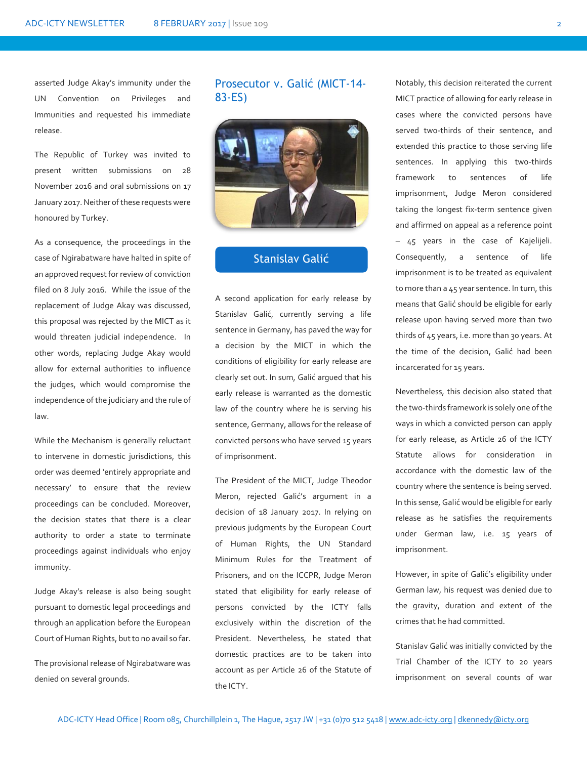asserted Judge Akay's immunity under the UN Convention on Privileges and Immunities and requested his immediate release.

The Republic of Turkey was invited to present written submissions on 28 November 2016 and oral submissions on 17 January 2017. Neither of these requests were honoured by Turkey.

As a consequence, the proceedings in the case of Ngirabatware have halted in spite of an approved request for review of conviction filed on 8 July 2016. While the issue of the replacement of Judge Akay was discussed, this proposal was rejected by the MICT as it would threaten judicial independence. In other words, replacing Judge Akay would allow for external authorities to influence the judges, which would compromise the independence of the judiciary and the rule of law.

While the Mechanism is generally reluctant to intervene in domestic jurisdictions, this order was deemed 'entirely appropriate and necessary' to ensure that the review proceedings can be concluded. Moreover, the decision states that there is a clear authority to order a state to terminate proceedings against individuals who enjoy immunity.

Judge Akay's release is also being sought pursuant to domestic legal proceedings and through an application before the European Court of Human Rights, but to no avail so far.

The provisional release of Ngirabatware was denied on several grounds.

## Prosecutor v. Galić (MICT-14-83-ES)

Stanislav Galić

A second application for early release by Stanislav Galić, currently serving a life sentence in Germany, has paved the way for a decision by the MICT in which the conditions of eligibility for early release are clearly set out. In sum, Galić argued that his early release is warranted as the domestic law of the country where he is serving his sentence, Germany, allows for the release of convicted persons who have served 15 years of imprisonment.

The President of the MICT, Judge Theodor Meron, rejected Galić's argument in a decision of 18 January 2017. In relying on previous judgments by the European Court of Human Rights, the UN Standard Minimum Rules for the Treatment of Prisoners, and on the ICCPR, Judge Meron stated that eligibility for early release of persons convicted by the ICTY falls exclusively within the discretion of the President. Nevertheless, he stated that domestic practices are to be taken into account as per Article 26 of the Statute of the ICTY.

Notably, this decision reiterated the current MICT practice of allowing for early release in cases where the convicted persons have served two-thirds of their sentence, and extended this practice to those serving life sentences. In applying this two-thirds framework to sentences of life imprisonment, Judge Meron considered taking the longest fix-term sentence given and affirmed on appeal as a reference point – 45 years in the case of Kajelijeli. Consequently, a sentence of life imprisonment is to be treated as equivalent to more than a 45 year sentence. In turn, this means that Galić should be eligible for early release upon having served more than two thirds of 45 years, i.e. more than 30 years. At the time of the decision, Galić had been incarcerated for 15 years.

Nevertheless, this decision also stated that the two-thirds framework is solely one of the ways in which a convicted person can apply for early release, as Article 26 of the ICTY Statute allows for consideration in accordance with the domestic law of the country where the sentence is being served. In this sense, Galić would be eligible for early release as he satisfies the requirements under German law, i.e. 15 years of imprisonment.

However, in spite of Galić's eligibility under German law, his request was denied due to the gravity, duration and extent of the crimes that he had committed.

Stanislav Galić was initially convicted by the Trial Chamber of the ICTY to 20 years imprisonment on several counts of war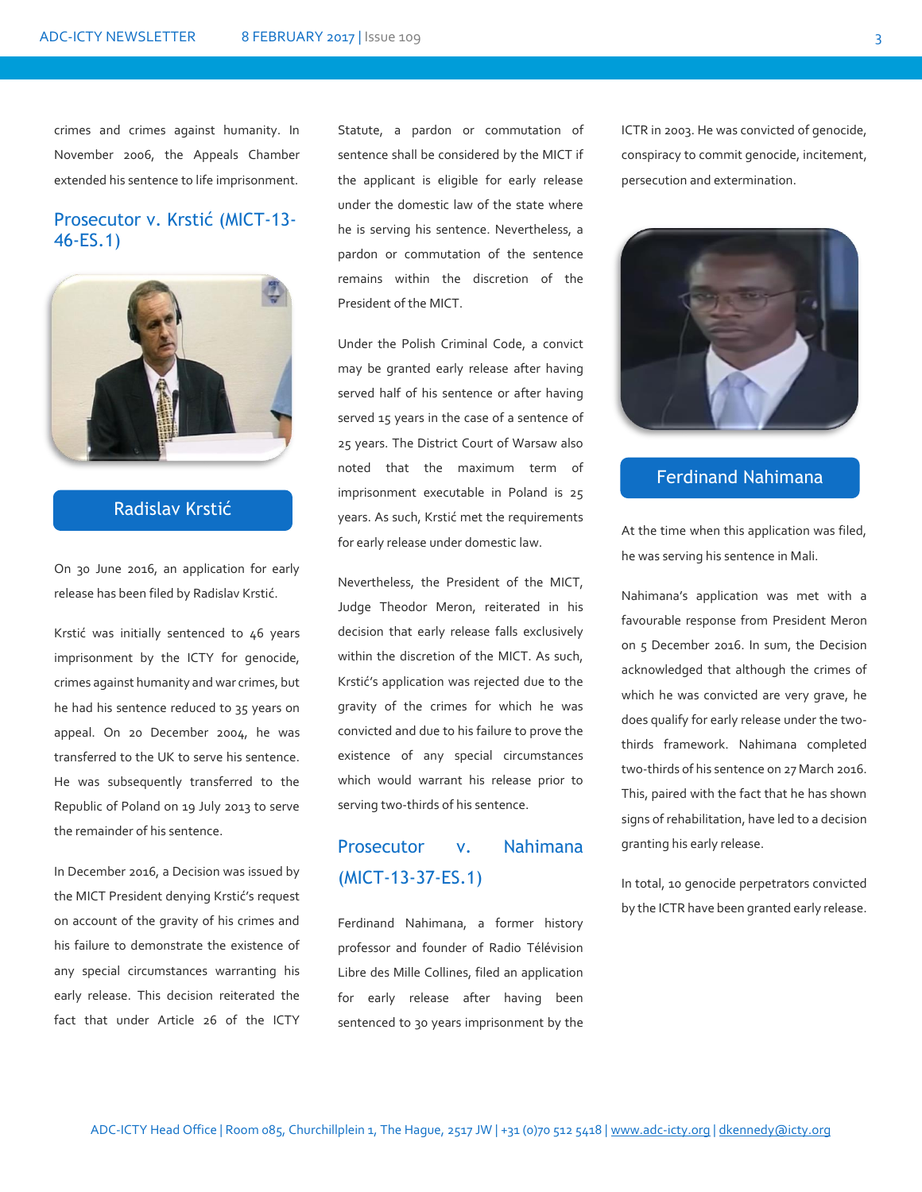crimes and crimes against humanity. In November 2006, the Appeals Chamber extended his sentence to life imprisonment.

## Prosecutor v. Krstić (MICT-13-46-ES.1)

Radislav Krstić

On 30 June 2016, an application for early release has been filed by Radislav Krstić.

Krstić was initially sentenced to 46 years imprisonment by the ICTY for genocide, crimes against humanity and war crimes, but he had his sentence reduced to 35 years on appeal. On 20 December 2004, he was transferred to the UK to serve his sentence. He was subsequently transferred to the Republic of Poland on 19 July 2013 to serve the remainder of his sentence.

In December 2016, a Decision was issued by the MICT President denying Krstić's request on account of the gravity of his crimes and his failure to demonstrate the existence of any special circumstances warranting his early release. This decision reiterated the fact that under Article 26 of the ICTY Statute, a pardon or commutation of sentence shall be considered by the MICT if the applicant is eligible for early release under the domestic law of the state where he is serving his sentence. Nevertheless, a pardon or commutation of the sentence remains within the discretion of the President of the MICT.

Under the Polish Criminal Code, a convict may be granted early release after having served half of his sentence or after having served 15 years in the case of a sentence of 25 years. The District Court of Warsaw also noted that the maximum term of imprisonment executable in Poland is 25 years. As such, Krstić met the requirements for early release under domestic law.

Nevertheless, the President of the MICT, Judge Theodor Meron, reiterated in his decision that early release falls exclusively within the discretion of the MICT. As such, Krstić's application was rejected due to the gravity of the crimes for which he was convicted and due to his failure to prove the existence of any special circumstances which would warrant his release prior to serving two-thirds of his sentence.

## Prosecutor v. Nahimana (MICT-13-37-ES.1)

Ferdinand Nahimana, a former history professor and founder of Radio Télévision Libre des Mille Collines, filed an application for early release after having been sentenced to 30 years imprisonment by the ICTR in 2003. He was convicted of genocide, conspiracy to commit genocide, incitement, persecution and extermination.

Ferdinand Nahimana

At the time when this application was filed, he was serving his sentence in Mali.

Nahimana's application was met with a favourable response from President Meron on 5 December 2016. In sum, the Decision acknowledged that although the crimes of which he was convicted are very grave, he does qualify for early release under the two-thirds framework. Nahimana completed two-thirds of his sentence on 27 March 2016. This, paired with the fact that he has shown signs of rehabilitation, have led to a decision granting his early release.

In total, 10 genocide perpetrators convicted by the ICTR have been granted early release.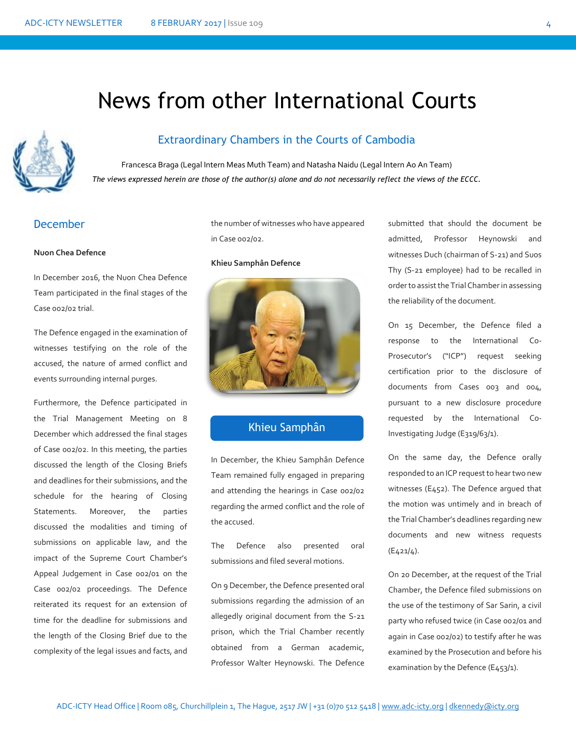# News from other International Courts

## Extraordinary Chambers in the Courts of Cambodia

Francesca Braga (Legal Intern Meas Muth Team) and Natasha Naidu (Legal Intern Ao An Team)

*The views expressed herein are those of the author(s) alone and do not necessarily reflect the views of the ECCC.*

### December

**Nuon Chea Defence**

In December 2016, the Nuon Chea Defence Team participated in the final stages of the Case 002/02 trial.

The Defence engaged in the examination of witnesses testifying on the role of the accused, the nature of armed conflict and events surrounding internal purges.

Furthermore, the Defence participated in the Trial Management Meeting on 8 December which addressed the final stages of Case 002/02. In this meeting, the parties discussed the length of the Closing Briefs and deadlines for their submissions, and the schedule for the hearing of Closing Statements. Moreover, the parties discussed the modalities and timing of submissions on applicable law, and the impact of the Supreme Court Chamber's Appeal Judgement in Case 002/01 on the Case 002/02 proceedings. The Defence reiterated its request for an extension of time for the deadline for submissions and the length of the Closing Brief due to the complexity of the legal issues and facts, and the number of witnesses who have appeared in Case 002/02.

**Khieu Samphân Defence**

Khieu Samphân

In December, the Khieu Samphân Defence Team remained fully engaged in preparing and attending the hearings in Case 002/02 regarding the armed conflict and the role of the accused.

The Defence also presented oral submissions and filed several motions.

On 9 December, the Defence presented oral submissions regarding the admission of an allegedly original document from the S-21 prison, which the Trial Chamber recently obtained from a German academic, Professor Walter Heynowski. The Defence submitted that should the document be admitted, Professor Heynowski and witnesses Duch (chairman of S-21) and Suos Thy (S-21 employee) had to be recalled in order to assist the Trial Chamber in assessing the reliability of the document.

On 15 December, the Defence filed a response to the International Co-Prosecutor's ("ICP") request seeking certification prior to the disclosure of documents from Cases 003 and 004, pursuant to a new disclosure procedure requested by the International Co-Investigating Judge (E319/63/1).

On the same day, the Defence orally responded to an ICP request to hear two new witnesses (E452). The Defence argued that the motion was untimely and in breach of the Trial Chamber's deadlines regarding new documents and new witness requests (E421/4).

On 20 December, at the request of the Trial Chamber, the Defence filed submissions on the use of the testimony of Sar Sarin, a civil party who refused twice (in Case 002/01 and again in Case 002/02) to testify after he was examined by the Prosecution and before his examination by the Defence (E453/1).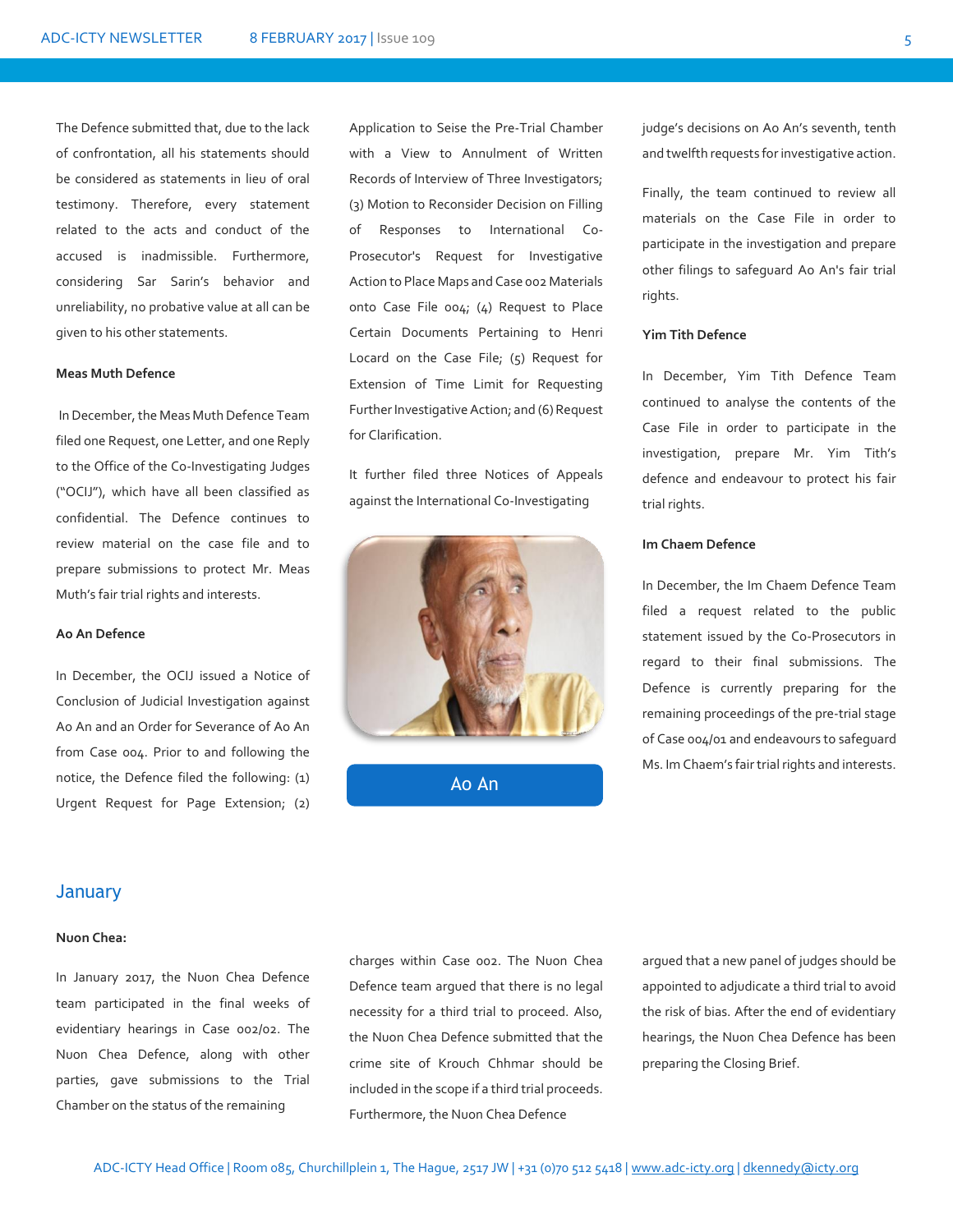The Defence submitted that, due to the lack of confrontation, all his statements should be considered as statements in lieu of oral testimony. Therefore, every statement related to the acts and conduct of the accused is inadmissible. Furthermore, considering Sar Sarin's behavior and unreliability, no probative value at all can be given to his other statements.

**Meas Muth Defence**

In December, the Meas Muth Defence Team filed one Request, one Letter, and one Reply to the Office of the Co-Investigating Judges ("OCIJ"), which have all been classified as confidential. The Defence continues to review material on the case file and to prepare submissions to protect Mr. Meas Muth's fair trial rights and interests.

**Ao An Defence**

In December, the OCIJ issued a Notice of Conclusion of Judicial Investigation against Ao An and an Order for Severance of Ao An from Case 004. Prior to and following the notice, the Defence filed the following: (1) Urgent Request for Page Extension; (2) Application to Seise the Pre-Trial Chamber with a View to Annulment of Written Records of Interview of Three Investigators; (3) Motion to Reconsider Decision on Filling of Responses to International Co-Prosecutor's Request for Investigative Action to Place Maps and Case 002 Materials onto Case File 004; (4) Request to Place Certain Documents Pertaining to Henri Locard on the Case File; (5) Request for Extension of Time Limit for Requesting Further Investigative Action; and (6) Request for Clarification.

It further filed three Notices of Appeals against the International Co-Investigating judge's decisions on Ao An's seventh, tenth and twelfth requests for investigative action.

Ao An

Finally, the team continued to review all materials on the Case File in order to participate in the investigation and prepare other filings to safeguard Ao An's fair trial rights.

**Yim Tith Defence**

In December, Yim Tith Defence Team continued to analyse the contents of the Case File in order to participate in the investigation, prepare Mr. Yim Tith's defence and endeavour to protect his fair trial rights.

**Im Chaem Defence**

In December, the Im Chaem Defence Team filed a request related to the public statement issued by the Co-Prosecutors in regard to their final submissions. The Defence is currently preparing for the remaining proceedings of the pre-trial stage of Case 004/01 and endeavours to safeguard Ms. Im Chaem's fair trial rights and interests.

## January

**Nuon Chea:**

In January 2017, the Nuon Chea Defence team participated in the final weeks of evidentiary hearings in Case 002/02. The Nuon Chea Defence, along with other parties, gave submissions to the Trial Chamber on the status of the remaining charges within Case 002. The Nuon Chea Defence team argued that there is no legal necessity for a third trial to proceed. Also, the Nuon Chea Defence submitted that the crime site of Krouch Chhmar should be included in the scope if a third trial proceeds. Furthermore, the Nuon Chea Defence argued that a new panel of judges should be appointed to adjudicate a third trial to avoid the risk of bias. After the end of evidentiary hearings, the Nuon Chea Defence has been preparing the Closing Brief.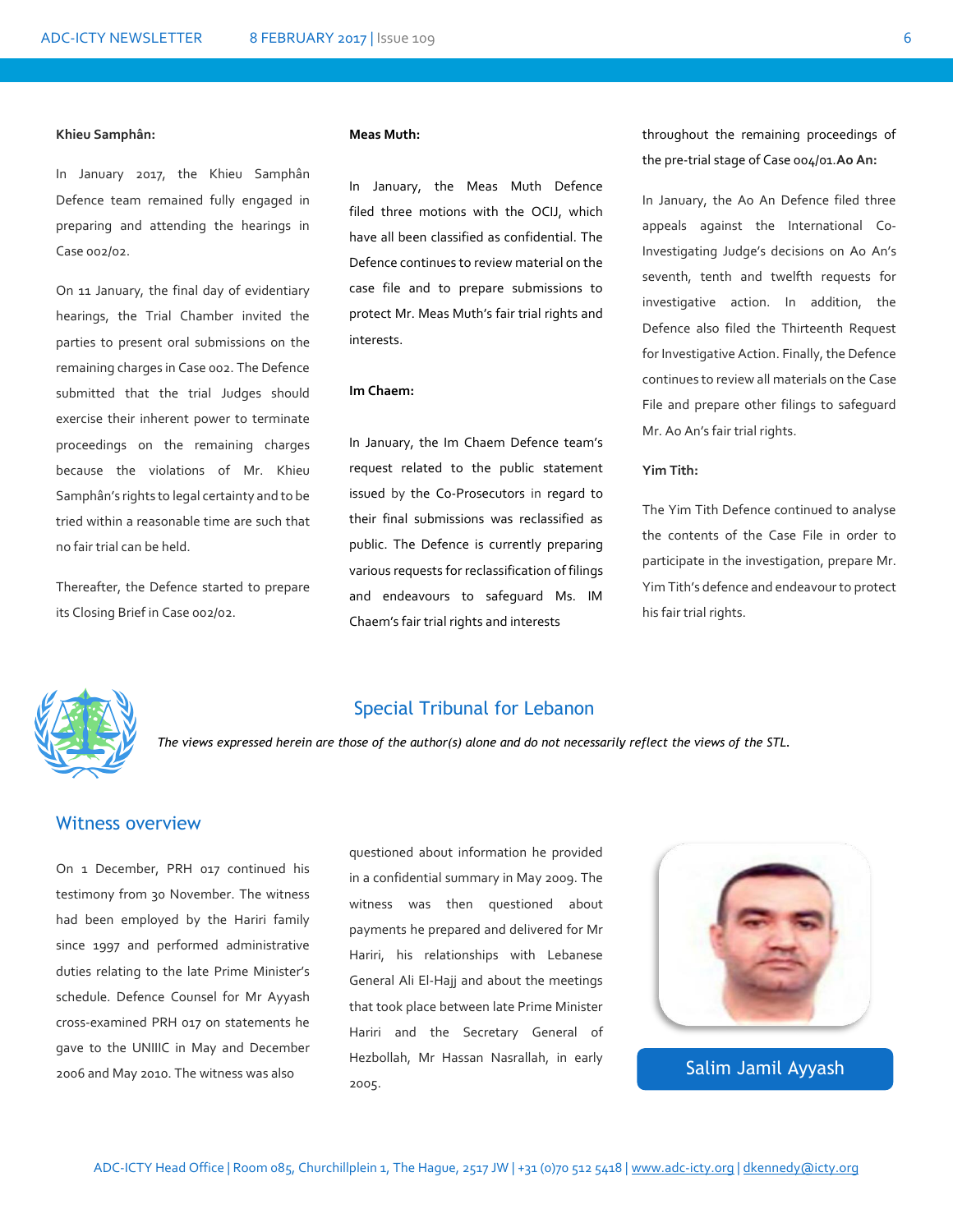**Khieu Samphân:**

In January 2017, the Khieu Samphân Defence team remained fully engaged in preparing and attending the hearings in Case 002/02.

On 11 January, the final day of evidentiary hearings, the Trial Chamber invited the parties to present oral submissions on the remaining charges in Case 002. The Defence submitted that the trial Judges should exercise their inherent power to terminate proceedings on the remaining charges because the violations of Mr. Khieu Samphân's rights to legal certainty and to be tried within a reasonable time are such that no fair trial can be held.

Thereafter, the Defence started to prepare its Closing Brief in Case 002/02.

**Meas Muth:**

In January, the Meas Muth Defence filed three motions with the OCIJ, which have all been classified as confidential. The Defence continues to review material on the case file and to prepare submissions to protect Mr. Meas Muth's fair trial rights and interests.

**Im Chaem:**

In January, the Im Chaem Defence team's request related to the public statement issued by the Co-Prosecutors in regard to their final submissions was reclassified as public. The Defence is currently preparing various requests for reclassification of filings and endeavours to safeguard Ms. IM Chaem's fair trial rights and interests throughout the remaining proceedings of the pre-trial stage of Case 004/01.

**Ao An:**

In January, the Ao An Defence filed three appeals against the International Co-Investigating Judge's decisions on Ao An's seventh, tenth and twelfth requests for investigative action. In addition, the Defence also filed the Thirteenth Request for Investigative Action. Finally, the Defence continues to review all materials on the Case File and prepare other filings to safeguard Mr. Ao An's fair trial rights.

**Yim Tith:**

The Yim Tith Defence continued to analyse the contents of the Case File in order to participate in the investigation, prepare Mr. Yim Tith's defence and endeavour to protect his fair trial rights.

## Special Tribunal for Lebanon

*The views expressed herein are those of the author(s) alone and do not necessarily reflect the views of the STL.*

### Witness overview

On 1 December, PRH 017 continued his testimony from 30 November. The witness had been employed by the Hariri family since 1997 and performed administrative duties relating to the late Prime Minister's schedule. Defence Counsel for Mr Ayyash cross-examined PRH 017 on statements he gave to the UNIIIC in May and December 2006 and May 2010. The witness was also questioned about information he provided in a confidential summary in May 2009. The witness was then questioned about payments he prepared and delivered for Mr Hariri, his relationships with Lebanese General Ali El-Hajj and about the meetings that took place between late Prime Minister Hariri and the Secretary General of Hezbollah, Mr Hassan Nasrallah, in early 2005.

Salim Jamil Ayyash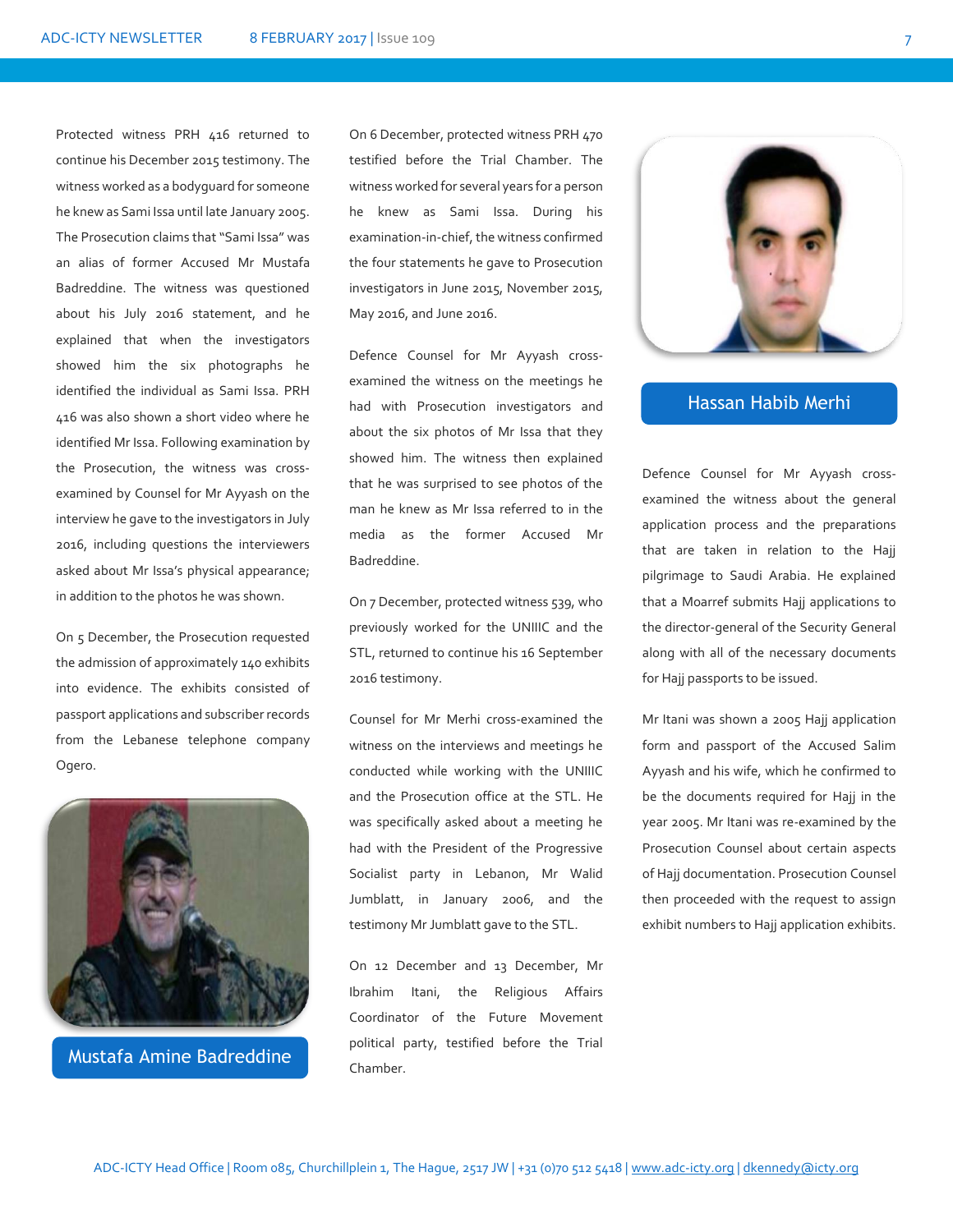Protected witness PRH 416 returned to continue his December 2015 testimony. The witness worked as a bodyguard for someone he knew as Sami Issa until late January 2005. The Prosecution claims that "Sami Issa" was an alias of former Accused Mr Mustafa Badreddine. The witness was questioned about his July 2016 statement, and he explained that when the investigators showed him the six photographs he identified the individual as Sami Issa. PRH 416 was also shown a short video where he identified Mr Issa. Following examination by the Prosecution, the witness was cross-examined by Counsel for Mr Ayyash on the interview he gave to the investigators in July 2016, including questions the interviewers asked about Mr Issa's physical appearance; in addition to the photos he was shown.

On 5 December, the Prosecution requested the admission of approximately 140 exhibits into evidence. The exhibits consisted of passport applications and subscriber records from the Lebanese telephone company Ogero.

Mustafa Amine Badreddine

On 6 December, protected witness PRH 470 testified before the Trial Chamber. The witness worked for several years for a person he knew as Sami Issa. During his examination-in-chief, the witness confirmed the four statements he gave to Prosecution investigators in June 2015, November 2015, May 2016, and June 2016.

Defence Counsel for Mr Ayyash cross-examined the witness on the meetings he had with Prosecution investigators and about the six photos of Mr Issa that they showed him. The witness then explained that he was surprised to see photos of the man he knew as Mr Issa referred to in the media as the former Accused Mr Badreddine.

On 7 December, protected witness 539, who previously worked for the UNIIIC and the STL, returned to continue his 16 September 2016 testimony.

Counsel for Mr Merhi cross-examined the witness on the interviews and meetings he conducted while working with the UNIIIC and the Prosecution office at the STL. He was specifically asked about a meeting he had with the President of the Progressive Socialist party in Lebanon, Mr Walid Jumblatt, in January 2006, and the testimony Mr Jumblatt gave to the STL.

On 12 December and 13 December, Mr Ibrahim Itani, the Religious Affairs Coordinator of the Future Movement political party, testified before the Trial Chamber.

Hassan Habib Merhi

Defence Counsel for Mr Ayyash cross-examined the witness about the general application process and the preparations that are taken in relation to the Hajj pilgrimage to Saudi Arabia. He explained that a Moarref submits Hajj applications to the director-general of the Security General along with all of the necessary documents for Hajj passports to be issued.

Mr Itani was shown a 2005 Hajj application form and passport of the Accused Salim Ayyash and his wife, which he confirmed to be the documents required for Hajj in the year 2005. Mr Itani was re-examined by the Prosecution Counsel about certain aspects of Hajj documentation. Prosecution Counsel then proceeded with the request to assign exhibit numbers to Hajj application exhibits.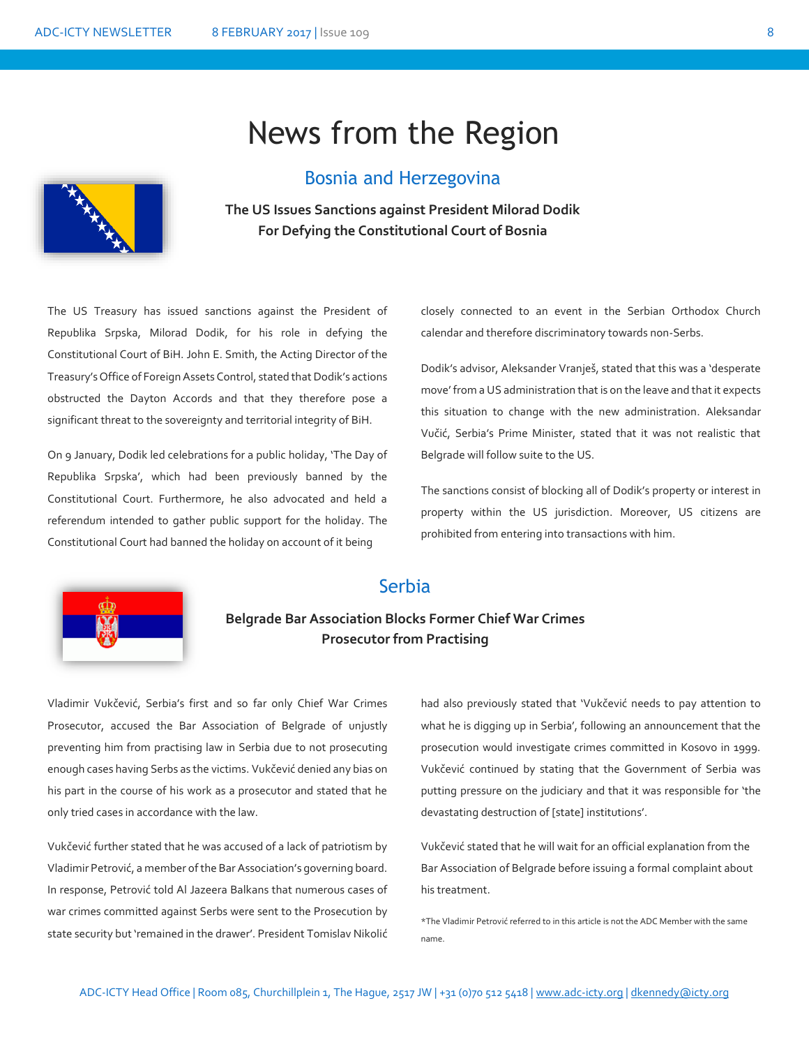# News from the Region

## Bosnia and Herzegovina

### The US Issues Sanctions against President Milorad Dodik For Defying the Constitutional Court of Bosnia

The US Treasury has issued sanctions against the President of Republika Srpska, Milorad Dodik, for his role in defying the Constitutional Court of BiH. John E. Smith, the Acting Director of the Treasury's Office of Foreign Assets Control, stated that Dodik's actions obstructed the Dayton Accords and that they therefore pose a significant threat to the sovereignty and territorial integrity of BiH.

On 9 January, Dodik led celebrations for a public holiday, 'The Day of Republika Srpska', which had been previously banned by the Constitutional Court. Furthermore, he also advocated and held a referendum intended to gather public support for the holiday. The Constitutional Court had banned the holiday on account of it being closely connected to an event in the Serbian Orthodox Church calendar and therefore discriminatory towards non-Serbs.

Dodik's advisor, Aleksander Vranješ, stated that this was a 'desperate move' from a US administration that is on the leave and that it expects this situation to change with the new administration. Aleksandar Vučić, Serbia's Prime Minister, stated that it was not realistic that Belgrade will follow suite to the US.

The sanctions consist of blocking all of Dodik's property or interest in property within the US jurisdiction. Moreover, US citizens are prohibited from entering into transactions with him.

## Serbia

### Belgrade Bar Association Blocks Former Chief War Crimes Prosecutor from Practising

Vladimir Vukčević, Serbia's first and so far only Chief War Crimes Prosecutor, accused the Bar Association of Belgrade of unjustly preventing him from practising law in Serbia due to not prosecuting enough cases having Serbs as the victims. Vukčević denied any bias on his part in the course of his work as a prosecutor and stated that he only tried cases in accordance with the law.

Vukčević further stated that he was accused of a lack of patriotism by Vladimir Petrović, a member of the Bar Association's governing board. In response, Petrović told Al Jazeera Balkans that numerous cases of war crimes committed against Serbs were sent to the Prosecution by state security but 'remained in the drawer'. President Tomislav Nikolić had also previously stated that 'Vukčević needs to pay attention to what he is digging up in Serbia', following an announcement that the prosecution would investigate crimes committed in Kosovo in 1999. Vukčević continued by stating that the Government of Serbia was putting pressure on the judiciary and that it was responsible for 'the devastating destruction of [state] institutions'.

Vukčević stated that he will wait for an official explanation from the Bar Association of Belgrade before issuing a formal complaint about his treatment.

*The Vladimir Petrović referred to in this article is not the ADC Member with the same name.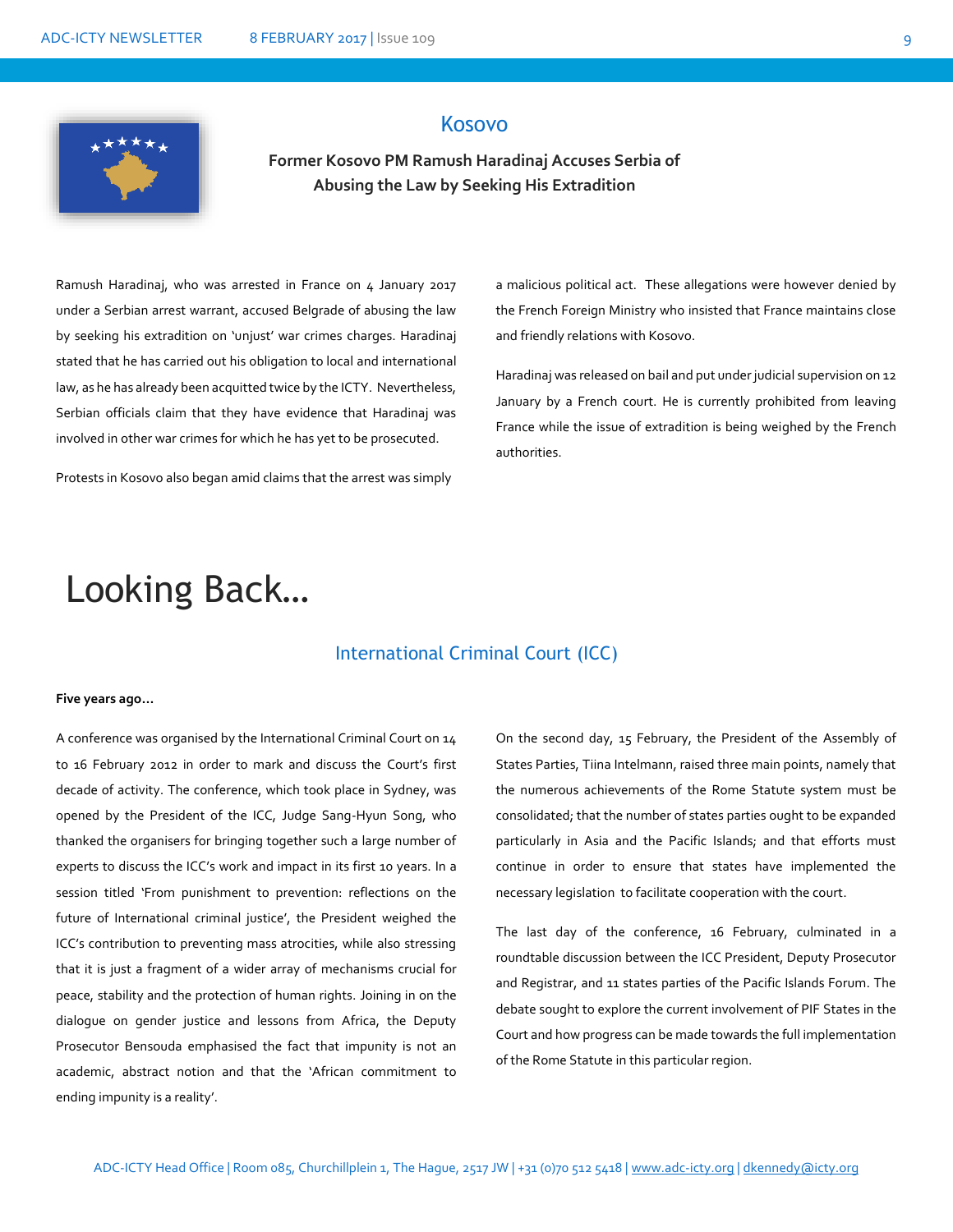## Kosovo

**Former Kosovo PM Ramush Haradinaj Accuses Serbia of Abusing the Law by Seeking His Extradition**

Ramush Haradinaj, who was arrested in France on 4 January 2017 under a Serbian arrest warrant, accused Belgrade of abusing the law by seeking his extradition on 'unjust' war crimes charges. Haradinaj stated that he has carried out his obligation to local and international law, as he has already been acquitted twice by the ICTY. Nevertheless, Serbian officials claim that they have evidence that Haradinaj was involved in other war crimes for which he has yet to be prosecuted.

Protests in Kosovo also began amid claims that the arrest was simply a malicious political act. These allegations were however denied by the French Foreign Ministry who insisted that France maintains close and friendly relations with Kosovo.

Haradinaj was released on bail and put under judicial supervision on 12 January by a French court. He is currently prohibited from leaving France while the issue of extradition is being weighed by the French authorities.

# Looking Back…

## International Criminal Court (ICC)

**Five years ago…**

A conference was organised by the International Criminal Court on 14 to 16 February 2012 in order to mark and discuss the Court's first decade of activity. The conference, which took place in Sydney, was opened by the President of the ICC, Judge Sang-Hyun Song, who thanked the organisers for bringing together such a large number of experts to discuss the ICC's work and impact in its first 10 years. In a session titled 'From punishment to prevention: reflections on the future of International criminal justice', the President weighed the ICC's contribution to preventing mass atrocities, while also stressing that it is just a fragment of a wider array of mechanisms crucial for peace, stability and the protection of human rights. Joining in on the dialogue on gender justice and lessons from Africa, the Deputy Prosecutor Bensouda emphasised the fact that impunity is not an academic, abstract notion and that the 'African commitment to ending impunity is a reality'.

On the second day, 15 February, the President of the Assembly of States Parties, Tiina Intelmann, raised three main points, namely that the numerous achievements of the Rome Statute system must be consolidated; that the number of states parties ought to be expanded particularly in Asia and the Pacific Islands; and that efforts must continue in order to ensure that states have implemented the necessary legislation to facilitate cooperation with the court.

The last day of the conference, 16 February, culminated in a roundtable discussion between the ICC President, Deputy Prosecutor and Registrar, and 11 states parties of the Pacific Islands Forum. The debate sought to explore the current involvement of PIF States in the Court and how progress can be made towards the full implementation of the Rome Statute in this particular region.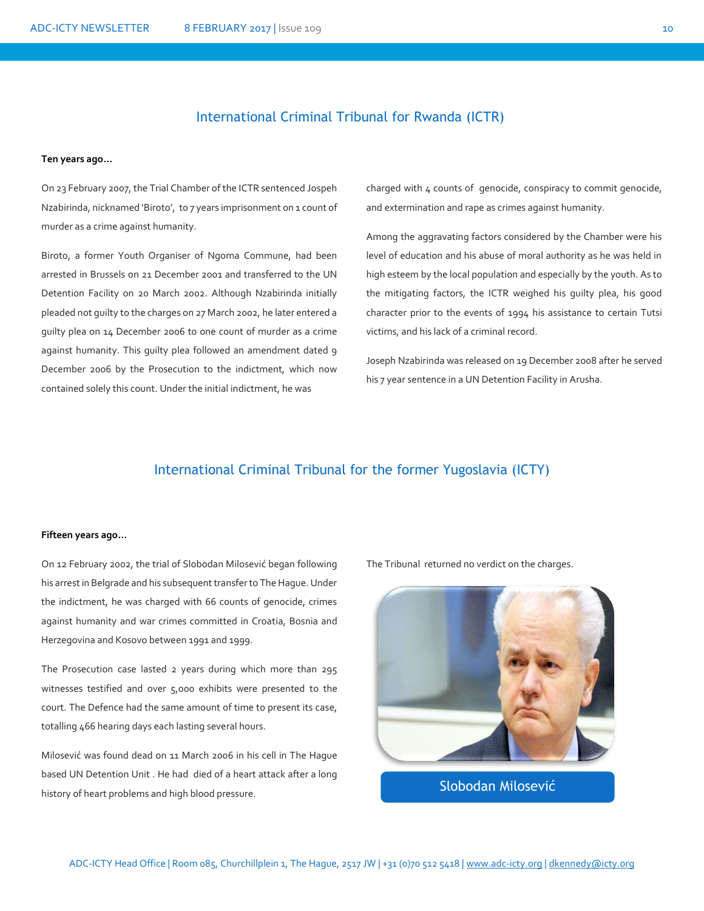## International Criminal Tribunal for Rwanda (ICTR)

**Ten years ago…**

On 23 February 2007, the Trial Chamber of the ICTR sentenced Jospeh Nzabirinda, nicknamed 'Biroto', to 7 years imprisonment on 1 count of murder as a crime against humanity.

Biroto, a former Youth Organiser of Ngoma Commune, had been arrested in Brussels on 21 December 2001 and transferred to the UN Detention Facility on 20 March 2002. Although Nzabirinda initially pleaded not guilty to the charges on 27 March 2002, he later entered a guilty plea on 14 December 2006 to one count of murder as a crime against humanity. This guilty plea followed an amendment dated 9 December 2006 by the Prosecution to the indictment, which now contained solely this count. Under the initial indictment, he was charged with 4 counts of genocide, conspiracy to commit genocide, and extermination and rape as crimes against humanity.

Among the aggravating factors considered by the Chamber were his level of education and his abuse of moral authority as he was held in high esteem by the local population and especially by the youth. As to the mitigating factors, the ICTR weighed his guilty plea, his good character prior to the events of 1994 his assistance to certain Tutsi victims, and his lack of a criminal record.

Joseph Nzabirinda was released on 19 December 2008 after he served his 7 year sentence in a UN Detention Facility in Arusha.

## International Criminal Tribunal for the former Yugoslavia (ICTY)

**Fifteen years ago…**

On 12 February 2002, the trial of Slobodan Milosević began following his arrest in Belgrade and his subsequent transfer to The Hague. Under the indictment, he was charged with 66 counts of genocide, crimes against humanity and war crimes committed in Croatia, Bosnia and Herzegovina and Kosovo between 1991 and 1999.

The Prosecution case lasted 2 years during which more than 295 witnesses testified and over 5,000 exhibits were presented to the court. The Defence had the same amount of time to present its case, totalling 466 hearing days each lasting several hours.

Milosević was found dead on 11 March 2006 in his cell in The Hague based UN Detention Unit . He had died of a heart attack after a long history of heart problems and high blood pressure.

The Tribunal returned no verdict on the charges.

Slobodan Milosević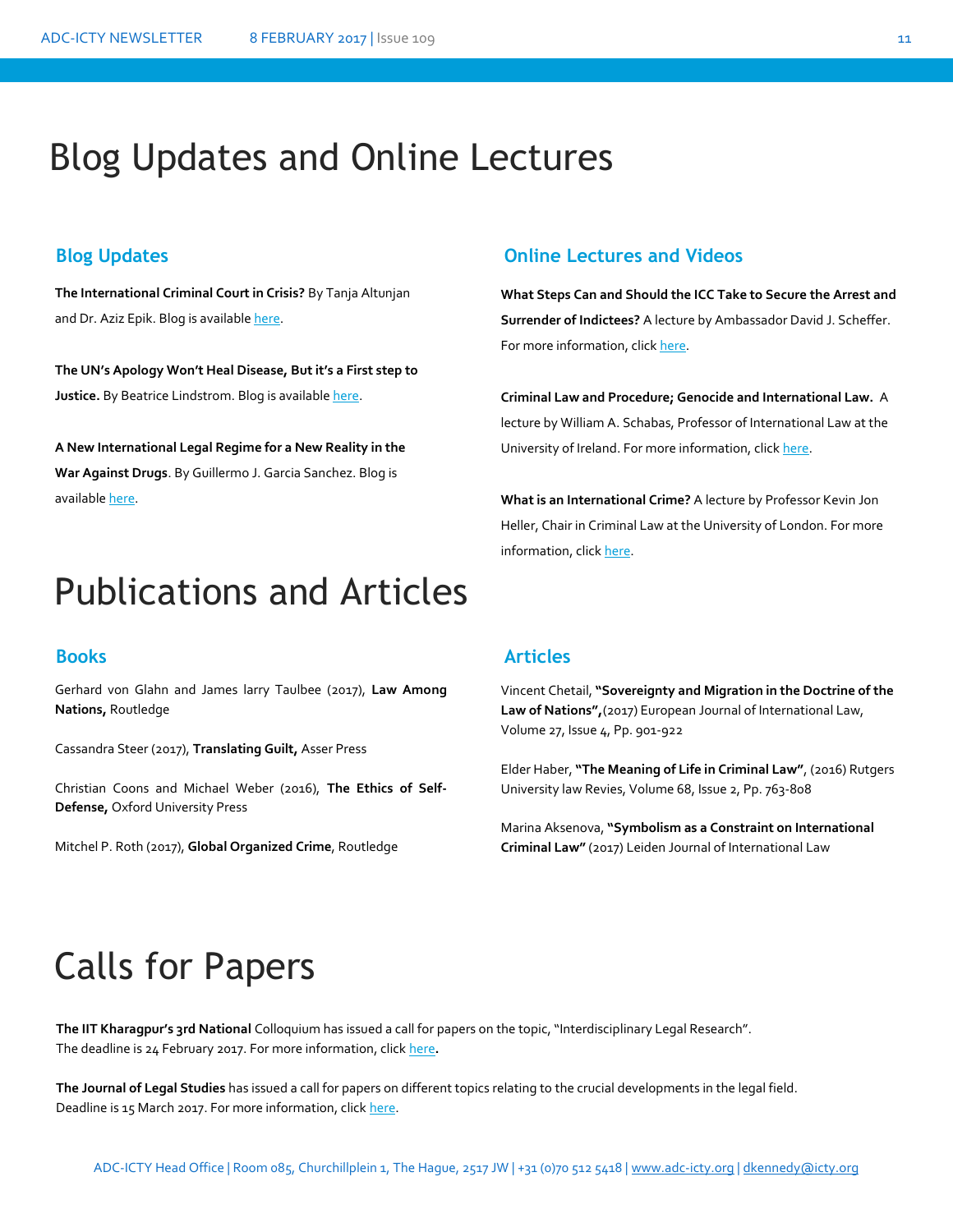# Blog Updates and Online Lectures

## Blog Updates

**The International Criminal Court in Crisis?** By Tanja Altunjan and Dr. Aziz Epik. Blog is available here.

**The UN's Apology Won't Heal Disease, But it's a First step to Justice.** By Beatrice Lindstrom. Blog is available here.

**A New International Legal Regime for a New Reality in the War Against Drugs**. By Guillermo J. Garcia Sanchez. Blog is available here.

## Online Lectures and Videos

**What Steps Can and Should the ICC Take to Secure the Arrest and Surrender of Indictees?** A lecture by Ambassador David J. Scheffer. For more information, click here.

**Criminal Law and Procedure; Genocide and International Law.** A lecture by William A. Schabas, Professor of International Law at the University of Ireland. For more information, click here.

**What is an International Crime?** A lecture by Professor Kevin Jon Heller, Chair in Criminal Law at the University of London. For more information, click here.

# Publications and Articles

## Books

Gerhard von Glahn and James larry Taulbee (2017), **Law Among Nations,** Routledge

Cassandra Steer (2017), **Translating Guilt,** Asser Press

Christian Coons and Michael Weber (2016), **The Ethics of Self-Defense,** Oxford University Press

Mitchel P. Roth (2017), **Global Organized Crime**, Routledge

## Articles

Vincent Chetail, **"Sovereignty and Migration in the Doctrine of the Law of Nations",**(2017) European Journal of International Law, Volume 27, Issue 4, Pp. 901-922

Elder Haber, **"The Meaning of Life in Criminal Law"**, (2016) Rutgers University law Revies, Volume 68, Issue 2, Pp. 763-808

Marina Aksenova, **"Symbolism as a Constraint on International Criminal Law"** (2017) Leiden Journal of International Law

# Calls for Papers

**The IIT Kharagpur's 3rd National** Colloquium has issued a call for papers on the topic, "Interdisciplinary Legal Research". The deadline is 24 February 2017. For more information, click here**.**

**The Journal of Legal Studies** has issued a call for papers on different topics relating to the crucial developments in the legal field. Deadline is 15 March 2017. For more information, click here.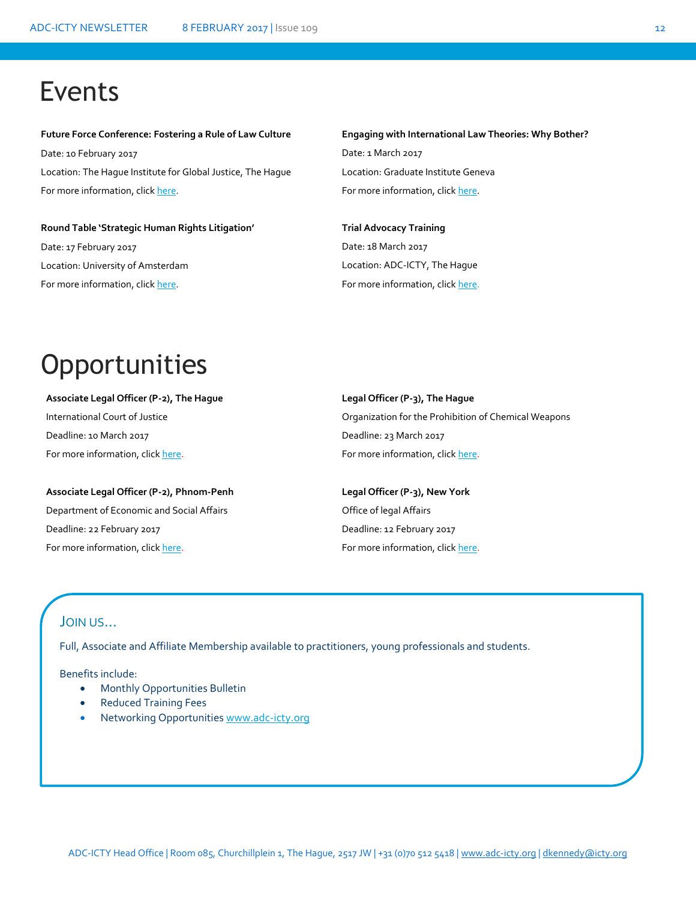# Events

**Future Force Conference: Fostering a Rule of Law Culture**

Date: 10 February 2017

Location: The Hague Institute for Global Justice, The Hague

For more information, click here.

**Round Table 'Strategic Human Rights Litigation'**

Date: 17 February 2017

Location: University of Amsterdam

For more information, click here.

**Engaging with International Law Theories: Why Bother?**

Date: 1 March 2017

Location: Graduate Institute Geneva

For more information, click here.

**Trial Advocacy Training**

Date: 18 March 2017

Location: ADC-ICTY, The Hague

For more information, click here.

# Opportunities

**Associate Legal Officer (P-2), The Hague**

International Court of Justice

Deadline: 10 March 2017

For more information, click here.

**Associate Legal Officer (P-2), Phnom-Penh**

Department of Economic and Social Affairs

Deadline: 22 February 2017

For more information, click here.

**Legal Officer (P-3), The Hague**

Organization for the Prohibition of Chemical Weapons

Deadline: 23 March 2017

For more information, click here.

**Legal Officer (P-3), New York**

Office of legal Affairs

Deadline: 12 February 2017

For more information, click here.

## JOIN US…

Full, Associate and Affiliate Membership available to practitioners, young professionals and students.

Benefits include:

- Monthly Opportunities Bulletin
- Reduced Training Fees
- Networking Opportunities www.adc-icty.org

ADC-ICTY Head Office | Room 085, Churchillplein 1, The Hague, 2517 JW | +31 (0)70 512 5418 | www.adc-icty.org | dkennedy@icty.org